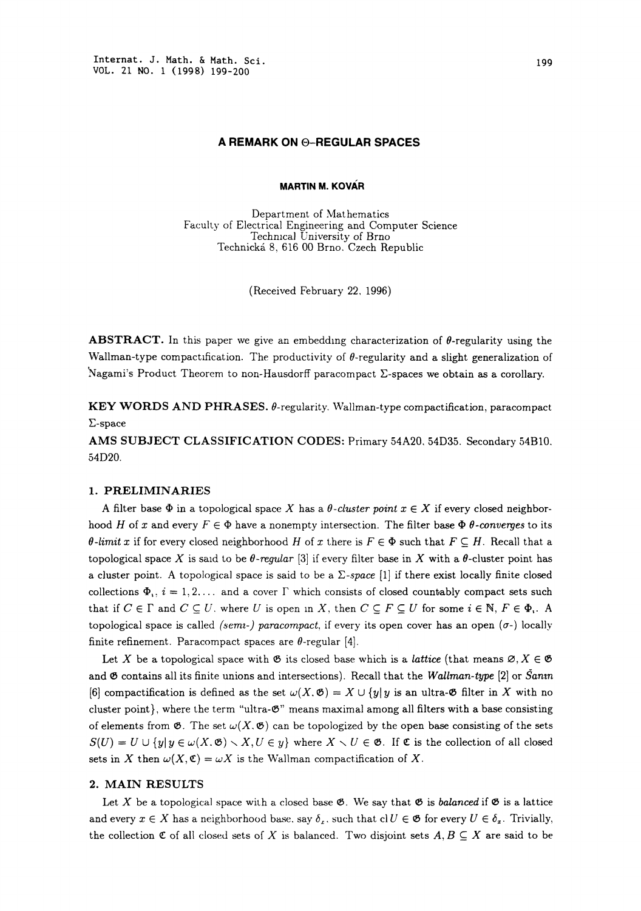# A REMARK ON Θ-REGULAR SPACES

**MARTIN M. KOVÁR**

Department of Mathematics
Faculty of Electrical Engineering and Computer Science
Technical University of Brno
Technická 8, 616 00 Brno, Czech Republic

(Received February 22, 1996)

**ABSTRACT.** In this paper we give an embedding characterization of $\theta$-regularity using the Wallman-type compactification. The productivity of $\theta$-regularity and a slight generalization of Nagami's Product Theorem to non-Hausdorff paracompact $\Sigma$-spaces we obtain as a corollary.

**KEY WORDS AND PHRASES.** $\theta$-regularity. Wallman-type compactification, paracompact $\Sigma$-space

**AMS SUBJECT CLASSIFICATION CODES:** Primary 54A20, 54D35. Secondary 54B10, 54D20.

## 1. PRELIMINARIES

A filter base $\Phi$ in a topological space $X$ has a *$\theta$-cluster point* $x \in X$ if every closed neighborhood $H$ of $x$ and every $F \in \Phi$ have a nonempty intersection. The filter base $\Phi$ *$\theta$-converges* to its *$\theta$-limit* $x$ if for every closed neighborhood $H$ of $x$ there is $F \in \Phi$ such that $F \subseteq H$. Recall that a topological space $X$ is said to be *$\theta$-regular* [3] if every filter base in $X$ with a $\theta$-cluster point has a cluster point. A topological space is said to be a *$\Sigma$-space* [1] if there exist locally finite closed collections $\Phi_i$, $i = 1, 2, \ldots$ and a cover $\Gamma$ which consists of closed countably compact sets such that if $C \in \Gamma$ and $C \subseteq U$, where $U$ is open in $X$, then $C \subseteq F \subseteq U$ for some $i \in \mathbb{N}$, $F \in \Phi_i$. A topological space is called *(semi-) paracompact*, if every its open cover has an open ($\sigma$-) locally finite refinement. Paracompact spaces are $\theta$-regular [4].

Let $X$ be a topological space with $\mathfrak{G}$ its closed base which is a *lattice* (that means $\varnothing, X \in \mathfrak{G}$ and $\mathfrak{G}$ contains all its finite unions and intersections). Recall that the *Wallman-type* [2] or *Šanin* [6] compactification is defined as the set $\omega(X, \mathfrak{G}) = X \cup \{y \mid y$ is an ultra-$\mathfrak{G}$ filter in $X$ with no cluster point$\}$, where the term "ultra-$\mathfrak{G}$" means maximal among all filters with a base consisting of elements from $\mathfrak{G}$. The set $\omega(X, \mathfrak{G})$ can be topologized by the open base consisting of the sets $S(U) = U \cup \{y \mid y \in \omega(X, \mathfrak{G}) \setminus X, U \in y\}$ where $X \setminus U \in \mathfrak{G}$. If $\mathfrak{C}$ is the collection of all closed sets in $X$ then $\omega(X, \mathfrak{C}) = \omega X$ is the Wallman compactification of $X$.

## 2. MAIN RESULTS

Let $X$ be a topological space with a closed base $\mathfrak{G}$. We say that $\mathfrak{G}$ is *balanced* if $\mathfrak{G}$ is a lattice and every $x \in X$ has a neighborhood base, say $\delta_x$, such that $\operatorname{cl} U \in \mathfrak{G}$ for every $U \in \delta_x$. Trivially, the collection $\mathfrak{C}$ of all closed sets of $X$ is balanced. Two disjoint sets $A, B \subseteq X$ are said to be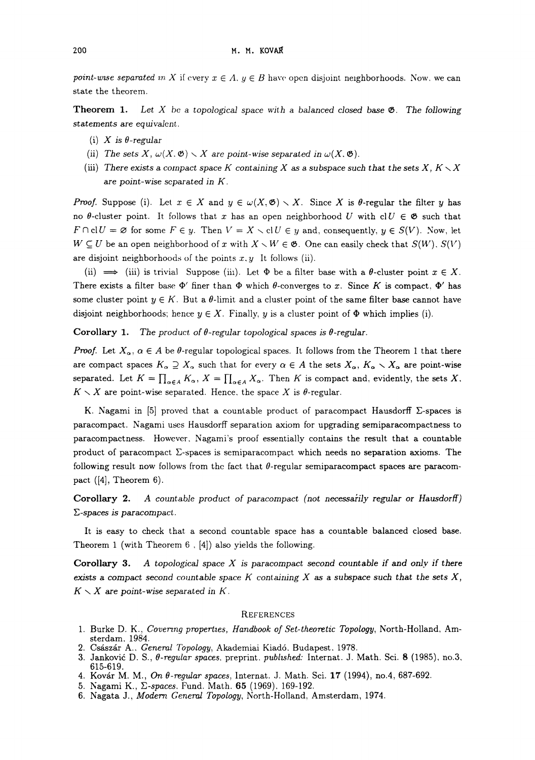*point-wise separated in* $X$ if every $x \in A$, $y \in B$ have open disjoint neighborhoods. Now, we can state the theorem.

**Theorem 1.** *Let $X$ be a topological space with a balanced closed base $\mathfrak{G}$. The following statements are equivalent.*

(i) *$X$ is $\theta$-regular*

(ii) *The sets $X$, $\omega(X, \mathfrak{G}) \setminus X$ are point-wise separated in $\omega(X, \mathfrak{G})$.*

(iii) *There exists a compact space $K$ containing $X$ as a subspace such that the sets $X$, $K \setminus X$ are point-wise separated in $K$.*

*Proof.* Suppose (i). Let $x \in X$ and $y \in \omega(X, \mathfrak{G}) \setminus X$. Since $X$ is $\theta$-regular the filter $y$ has no $\theta$-cluster point. It follows that $x$ has an open neighborhood $U$ with $\operatorname{cl} U \in \mathfrak{G}$ such that $F \cap \operatorname{cl} U = \varnothing$ for some $F \in y$. Then $V = X \setminus \operatorname{cl} U \in y$ and, consequently, $y \in S(V)$. Now, let $W \subseteq U$ be an open neighborhood of $x$ with $X \setminus W \in \mathfrak{G}$. One can easily check that $S(W)$, $S(V)$ are disjoint neighborhoods of the points $x, y$. It follows (ii).

(ii) $\implies$ (iii) is trivial. Suppose (iii). Let $\Phi$ be a filter base with a $\theta$-cluster point $x \in X$. There exists a filter base $\Phi'$ finer than $\Phi$ which $\theta$-converges to $x$. Since $K$ is compact, $\Phi'$ has some cluster point $y \in K$. But a $\theta$-limit and a cluster point of the same filter base cannot have disjoint neighborhoods; hence $y \in X$. Finally, $y$ is a cluster point of $\Phi$ which implies (i).

**Corollary 1.** *The product of $\theta$-regular topological spaces is $\theta$-regular.*

*Proof.* Let $X_\alpha$, $\alpha \in A$ be $\theta$-regular topological spaces. It follows from the Theorem 1 that there are compact spaces $K_\alpha \supseteq X_\alpha$ such that for every $\alpha \in A$ the sets $X_\alpha$, $K_\alpha \setminus X_\alpha$ are point-wise separated. Let $K = \prod_{\alpha \in A} K_\alpha$, $X = \prod_{\alpha \in A} X_\alpha$. Then $K$ is compact and, evidently, the sets $X$, $K \setminus X$ are point-wise separated. Hence, the space $X$ is $\theta$-regular.

K. Nagami in [5] proved that a countable product of paracompact Hausdorff $\Sigma$-spaces is paracompact. Nagami uses Hausdorff separation axiom for upgrading semiparacompactness to paracompactness. However, Nagami's proof essentially contains the result that a countable product of paracompact $\Sigma$-spaces is semiparacompact which needs no separation axioms. The following result now follows from the fact that $\theta$-regular semiparacompact spaces are paracompact ([4], Theorem 6).

**Corollary 2.** *A countable product of paracompact (not necessarily regular or Hausdorff) $\Sigma$-spaces is paracompact.*

It is easy to check that a second countable space has a countable balanced closed base. Theorem 1 (with Theorem 6 , [4]) also yields the following.

**Corollary 3.** *A topological space $X$ is paracompact second countable if and only if there exists a compact second countable space $K$ containing $X$ as a subspace such that the sets $X$, $K \setminus X$ are point-wise separated in $K$.*

## REFERENCES

1. Burke D. K., *Covering properties, Handbook of Set-theoretic Topology*, North-Holland, Amsterdam, 1984.
2. Császár A., *General Topology*, Akademiai Kiadó, Budapest, 1978.
3. Janković D. S., *θ-regular spaces*, preprint. *published:* Internat. J. Math. Sci. **8** (1985), no.3, 615-619.
4. Kovár M. M., *On θ-regular spaces*, Internat. J. Math. Sci. **17** (1994), no.4, 687-692.
5. Nagami K., *Σ-spaces*, Fund. Math. **65** (1969), 169-192.
6. Nagata J., *Modern General Topology*, North-Holland, Amsterdam, 1974.